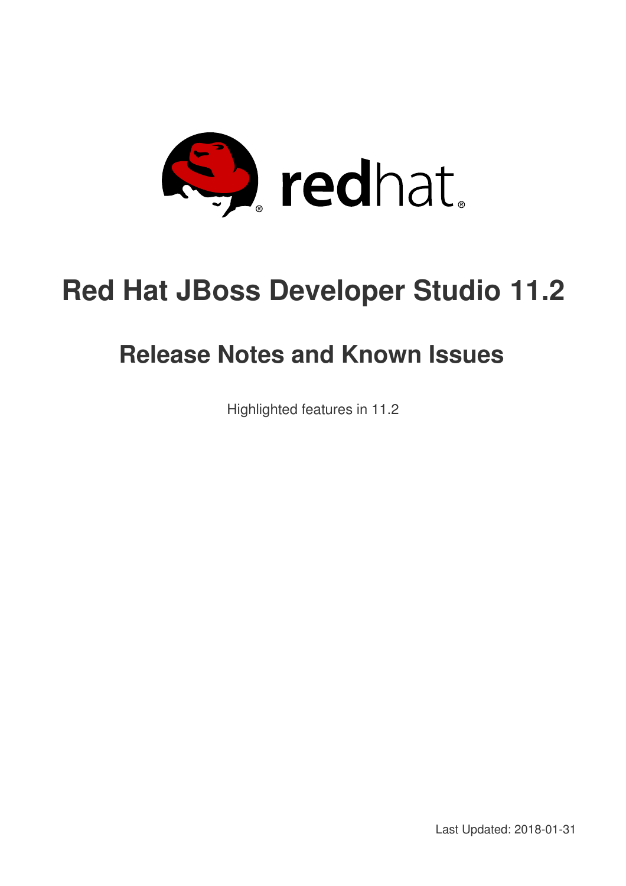# Red Hat JBoss Developer Studio 11.2

## Release Notes and Known Issues

Highlighted features in 11.2

Last Updated: 2018-01-31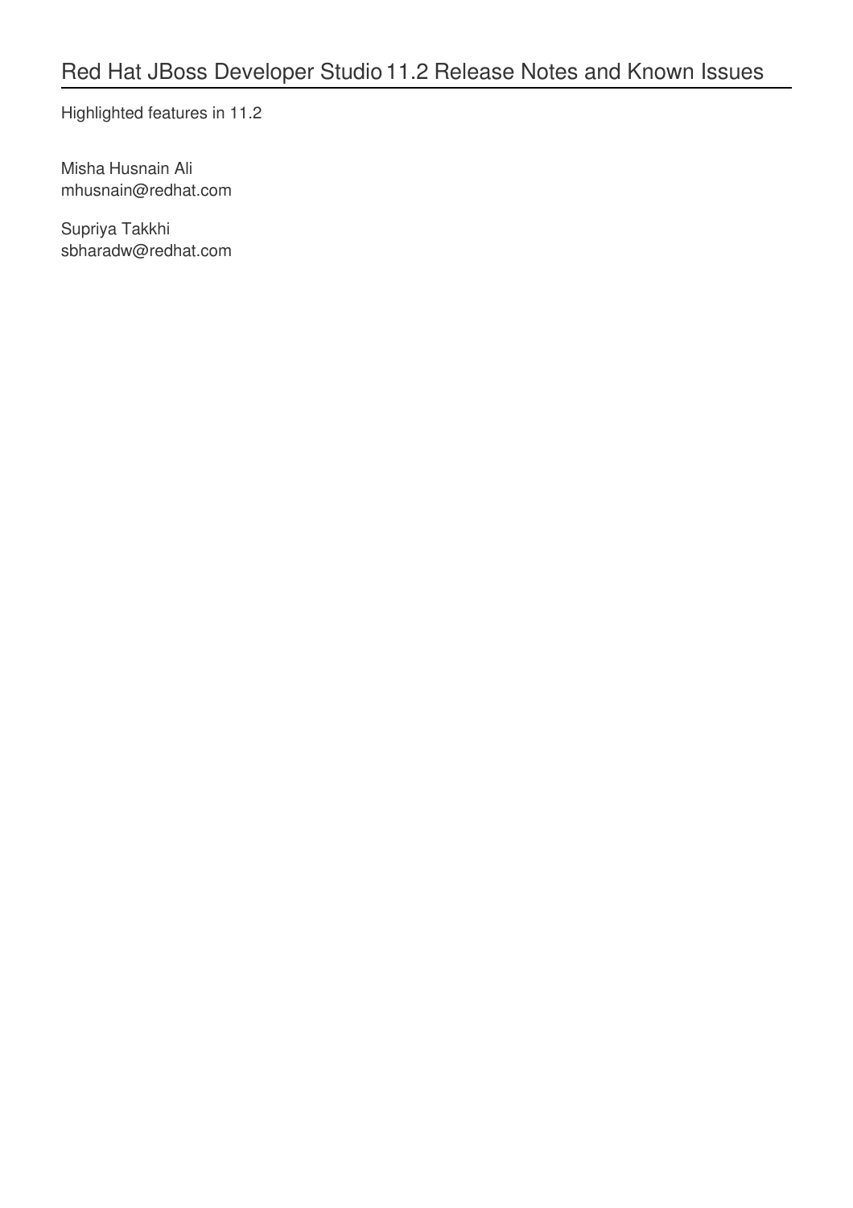# Red Hat JBoss Developer Studio 11.2 Release Notes and Known Issues

Highlighted features in 11.2

Misha Husnain Ali
mhusnain@redhat.com

Supriya Takkhi
sbharadw@redhat.com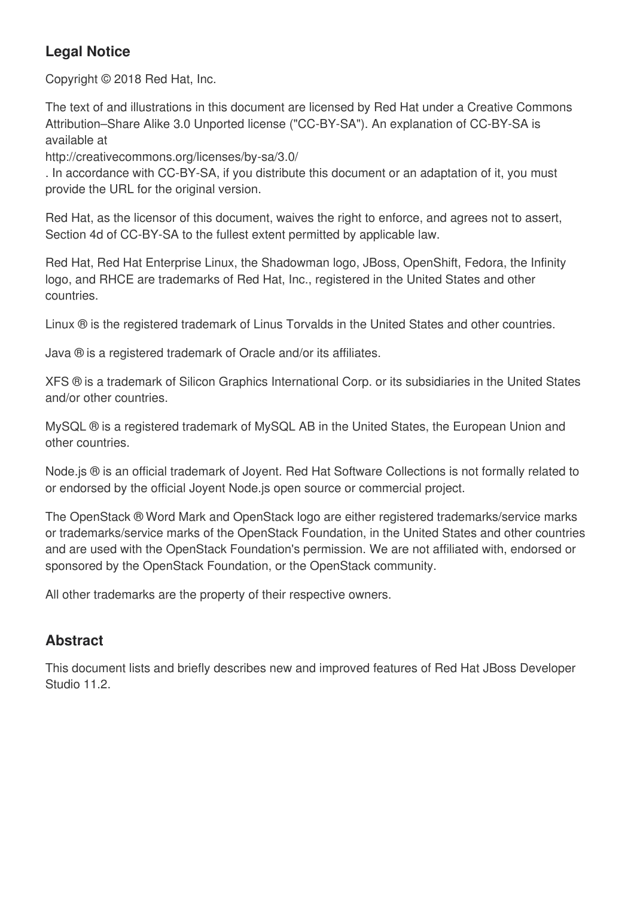## Legal Notice

Copyright © 2018 Red Hat, Inc.

The text of and illustrations in this document are licensed by Red Hat under a Creative Commons Attribution–Share Alike 3.0 Unported license ("CC-BY-SA"). An explanation of CC-BY-SA is available at
http://creativecommons.org/licenses/by-sa/3.0/
. In accordance with CC-BY-SA, if you distribute this document or an adaptation of it, you must provide the URL for the original version.

Red Hat, as the licensor of this document, waives the right to enforce, and agrees not to assert, Section 4d of CC-BY-SA to the fullest extent permitted by applicable law.

Red Hat, Red Hat Enterprise Linux, the Shadowman logo, JBoss, OpenShift, Fedora, the Infinity logo, and RHCE are trademarks of Red Hat, Inc., registered in the United States and other countries.

Linux ® is the registered trademark of Linus Torvalds in the United States and other countries.

Java ® is a registered trademark of Oracle and/or its affiliates.

XFS ® is a trademark of Silicon Graphics International Corp. or its subsidiaries in the United States and/or other countries.

MySQL ® is a registered trademark of MySQL AB in the United States, the European Union and other countries.

Node.js ® is an official trademark of Joyent. Red Hat Software Collections is not formally related to or endorsed by the official Joyent Node.js open source or commercial project.

The OpenStack ® Word Mark and OpenStack logo are either registered trademarks/service marks or trademarks/service marks of the OpenStack Foundation, in the United States and other countries and are used with the OpenStack Foundation's permission. We are not affiliated with, endorsed or sponsored by the OpenStack Foundation, or the OpenStack community.

All other trademarks are the property of their respective owners.

## Abstract

This document lists and briefly describes new and improved features of Red Hat JBoss Developer Studio 11.2.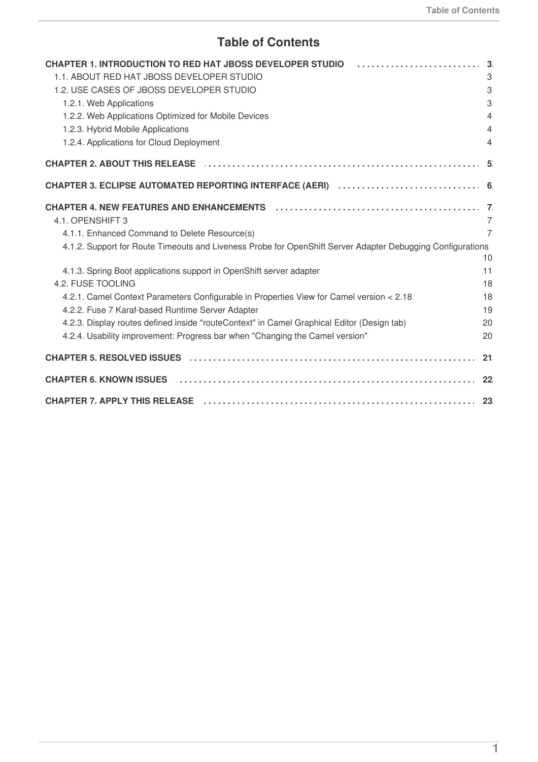# Table of Contents

**CHAPTER 1. INTRODUCTION TO RED HAT JBOSS DEVELOPER STUDIO** . . . . . . . . . . . . . . . . . . . . . . . . . . **3**
- 1.1. ABOUT RED HAT JBOSS DEVELOPER STUDIO 3
- 1.2. USE CASES OF JBOSS DEVELOPER STUDIO 3
  - 1.2.1. Web Applications 3
  - 1.2.2. Web Applications Optimized for Mobile Devices 4
  - 1.2.3. Hybrid Mobile Applications 4
  - 1.2.4. Applications for Cloud Deployment 4

**CHAPTER 2. ABOUT THIS RELEASE** . . . . . . . . . . . . . . . . . . . . . . . . . . . . . . . . . . . . . . . . . . . . . . . . . . . . . . . . . **5**

**CHAPTER 3. ECLIPSE AUTOMATED REPORTING INTERFACE (AERI)** . . . . . . . . . . . . . . . . . . . . . . . . . . . . . **6**

**CHAPTER 4. NEW FEATURES AND ENHANCEMENTS** . . . . . . . . . . . . . . . . . . . . . . . . . . . . . . . . . . . . . . . . . . . **7**
- 4.1. OPENSHIFT 3 7
  - 4.1.1. Enhanced Command to Delete Resource(s) 7
  - 4.1.2. Support for Route Timeouts and Liveness Probe for OpenShift Server Adapter Debugging Configurations 10
  - 4.1.3. Spring Boot applications support in OpenShift server adapter 11
- 4.2. FUSE TOOLING 18
  - 4.2.1. Camel Context Parameters Configurable in Properties View for Camel version < 2.18 18
  - 4.2.2. Fuse 7 Karaf-based Runtime Server Adapter 19
  - 4.2.3. Display routes defined inside "routeContext" in Camel Graphical Editor (Design tab) 20
  - 4.2.4. Usability improvement: Progress bar when "Changing the Camel version" 20

**CHAPTER 5. RESOLVED ISSUES** . . . . . . . . . . . . . . . . . . . . . . . . . . . . . . . . . . . . . . . . . . . . . . . . . . . . . . . . . . . . **21**

**CHAPTER 6. KNOWN ISSUES** . . . . . . . . . . . . . . . . . . . . . . . . . . . . . . . . . . . . . . . . . . . . . . . . . . . . . . . . . . . . . . . **22**

**CHAPTER 7. APPLY THIS RELEASE** . . . . . . . . . . . . . . . . . . . . . . . . . . . . . . . . . . . . . . . . . . . . . . . . . . . . . . . . . **23**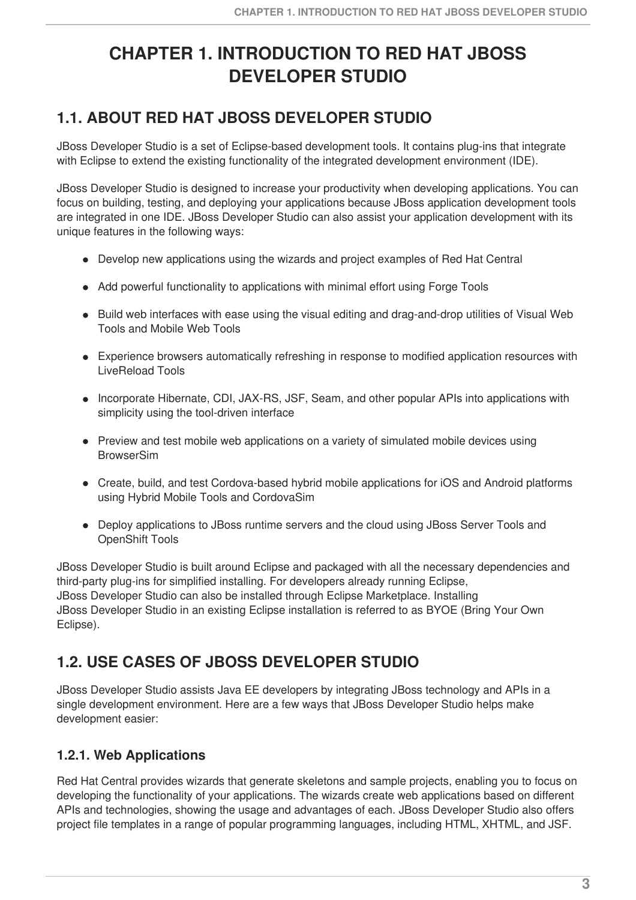# CHAPTER 1. INTRODUCTION TO RED HAT JBOSS DEVELOPER STUDIO

## 1.1. ABOUT RED HAT JBOSS DEVELOPER STUDIO

JBoss Developer Studio is a set of Eclipse-based development tools. It contains plug-ins that integrate with Eclipse to extend the existing functionality of the integrated development environment (IDE).

JBoss Developer Studio is designed to increase your productivity when developing applications. You can focus on building, testing, and deploying your applications because JBoss application development tools are integrated in one IDE. JBoss Developer Studio can also assist your application development with its unique features in the following ways:

- Develop new applications using the wizards and project examples of Red Hat Central
- Add powerful functionality to applications with minimal effort using Forge Tools
- Build web interfaces with ease using the visual editing and drag-and-drop utilities of Visual Web Tools and Mobile Web Tools
- Experience browsers automatically refreshing in response to modified application resources with LiveReload Tools
- Incorporate Hibernate, CDI, JAX-RS, JSF, Seam, and other popular APIs into applications with simplicity using the tool-driven interface
- Preview and test mobile web applications on a variety of simulated mobile devices using BrowserSim
- Create, build, and test Cordova-based hybrid mobile applications for iOS and Android platforms using Hybrid Mobile Tools and CordovaSim
- Deploy applications to JBoss runtime servers and the cloud using JBoss Server Tools and OpenShift Tools

JBoss Developer Studio is built around Eclipse and packaged with all the necessary dependencies and third-party plug-ins for simplified installing. For developers already running Eclipse, JBoss Developer Studio can also be installed through Eclipse Marketplace. Installing JBoss Developer Studio in an existing Eclipse installation is referred to as BYOE (Bring Your Own Eclipse).

## 1.2. USE CASES OF JBOSS DEVELOPER STUDIO

JBoss Developer Studio assists Java EE developers by integrating JBoss technology and APIs in a single development environment. Here are a few ways that JBoss Developer Studio helps make development easier:

### 1.2.1. Web Applications

Red Hat Central provides wizards that generate skeletons and sample projects, enabling you to focus on developing the functionality of your applications. The wizards create web applications based on different APIs and technologies, showing the usage and advantages of each. JBoss Developer Studio also offers project file templates in a range of popular programming languages, including HTML, XHTML, and JSF.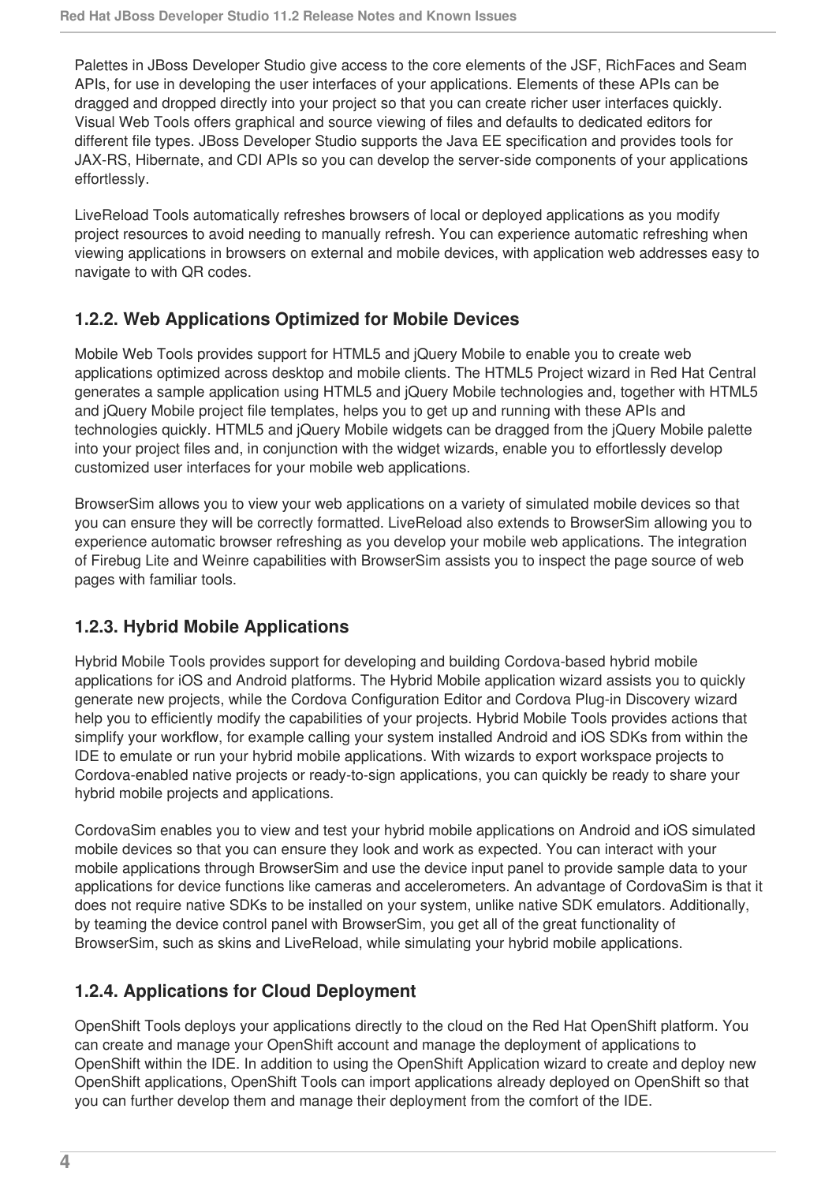Palettes in JBoss Developer Studio give access to the core elements of the JSF, RichFaces and Seam APIs, for use in developing the user interfaces of your applications. Elements of these APIs can be dragged and dropped directly into your project so that you can create richer user interfaces quickly. Visual Web Tools offers graphical and source viewing of files and defaults to dedicated editors for different file types. JBoss Developer Studio supports the Java EE specification and provides tools for JAX-RS, Hibernate, and CDI APIs so you can develop the server-side components of your applications effortlessly.

LiveReload Tools automatically refreshes browsers of local or deployed applications as you modify project resources to avoid needing to manually refresh. You can experience automatic refreshing when viewing applications in browsers on external and mobile devices, with application web addresses easy to navigate to with QR codes.

### 1.2.2. Web Applications Optimized for Mobile Devices

Mobile Web Tools provides support for HTML5 and jQuery Mobile to enable you to create web applications optimized across desktop and mobile clients. The HTML5 Project wizard in Red Hat Central generates a sample application using HTML5 and jQuery Mobile technologies and, together with HTML5 and jQuery Mobile project file templates, helps you to get up and running with these APIs and technologies quickly. HTML5 and jQuery Mobile widgets can be dragged from the jQuery Mobile palette into your project files and, in conjunction with the widget wizards, enable you to effortlessly develop customized user interfaces for your mobile web applications.

BrowserSim allows you to view your web applications on a variety of simulated mobile devices so that you can ensure they will be correctly formatted. LiveReload also extends to BrowserSim allowing you to experience automatic browser refreshing as you develop your mobile web applications. The integration of Firebug Lite and Weinre capabilities with BrowserSim assists you to inspect the page source of web pages with familiar tools.

### 1.2.3. Hybrid Mobile Applications

Hybrid Mobile Tools provides support for developing and building Cordova-based hybrid mobile applications for iOS and Android platforms. The Hybrid Mobile application wizard assists you to quickly generate new projects, while the Cordova Configuration Editor and Cordova Plug-in Discovery wizard help you to efficiently modify the capabilities of your projects. Hybrid Mobile Tools provides actions that simplify your workflow, for example calling your system installed Android and iOS SDKs from within the IDE to emulate or run your hybrid mobile applications. With wizards to export workspace projects to Cordova-enabled native projects or ready-to-sign applications, you can quickly be ready to share your hybrid mobile projects and applications.

CordovaSim enables you to view and test your hybrid mobile applications on Android and iOS simulated mobile devices so that you can ensure they look and work as expected. You can interact with your mobile applications through BrowserSim and use the device input panel to provide sample data to your applications for device functions like cameras and accelerometers. An advantage of CordovaSim is that it does not require native SDKs to be installed on your system, unlike native SDK emulators. Additionally, by teaming the device control panel with BrowserSim, you get all of the great functionality of BrowserSim, such as skins and LiveReload, while simulating your hybrid mobile applications.

### 1.2.4. Applications for Cloud Deployment

OpenShift Tools deploys your applications directly to the cloud on the Red Hat OpenShift platform. You can create and manage your OpenShift account and manage the deployment of applications to OpenShift within the IDE. In addition to using the OpenShift Application wizard to create and deploy new OpenShift applications, OpenShift Tools can import applications already deployed on OpenShift so that you can further develop them and manage their deployment from the comfort of the IDE.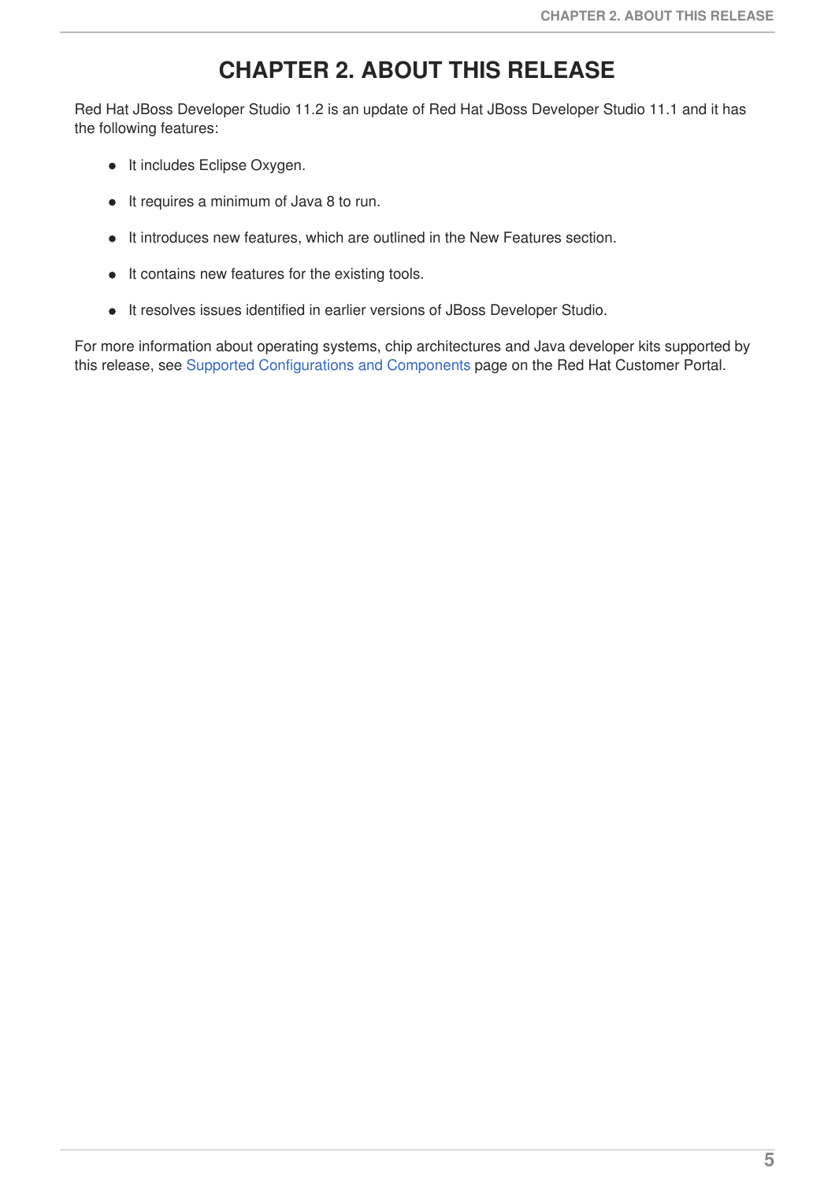# CHAPTER 2. ABOUT THIS RELEASE

Red Hat JBoss Developer Studio 11.2 is an update of Red Hat JBoss Developer Studio 11.1 and it has the following features:

- It includes Eclipse Oxygen.
- It requires a minimum of Java 8 to run.
- It introduces new features, which are outlined in the New Features section.
- It contains new features for the existing tools.
- It resolves issues identified in earlier versions of JBoss Developer Studio.

For more information about operating systems, chip architectures and Java developer kits supported by this release, see Supported Configurations and Components page on the Red Hat Customer Portal.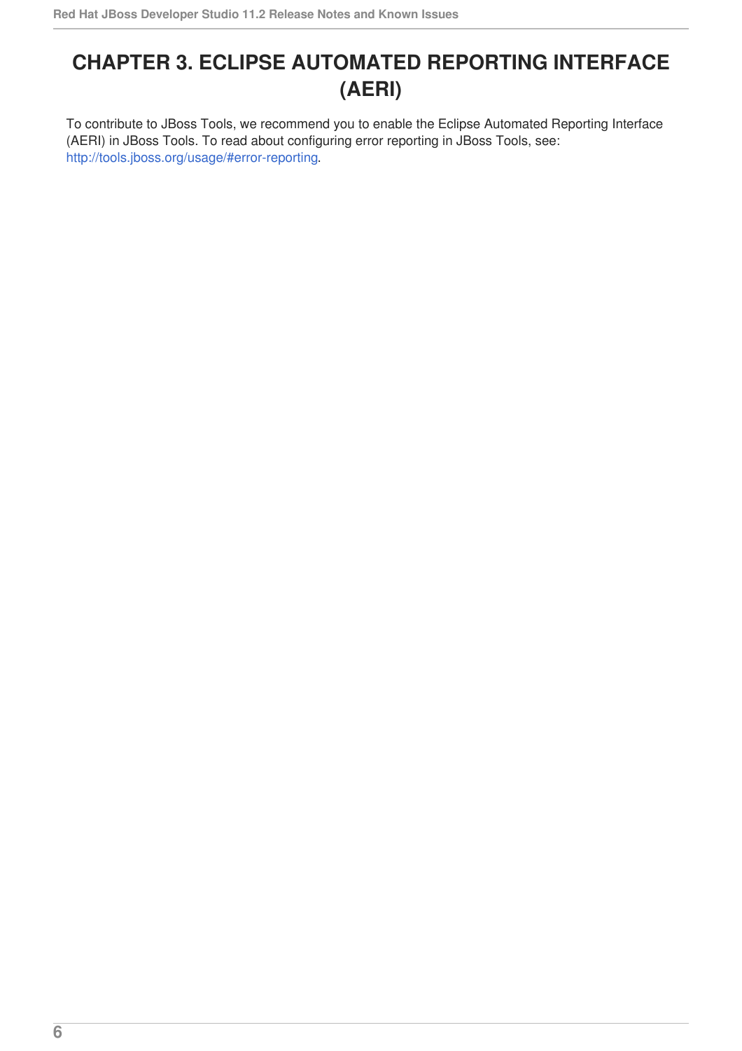# CHAPTER 3. ECLIPSE AUTOMATED REPORTING INTERFACE (AERI)

To contribute to JBoss Tools, we recommend you to enable the Eclipse Automated Reporting Interface (AERI) in JBoss Tools. To read about configuring error reporting in JBoss Tools, see: http://tools.jboss.org/usage/#error-reporting.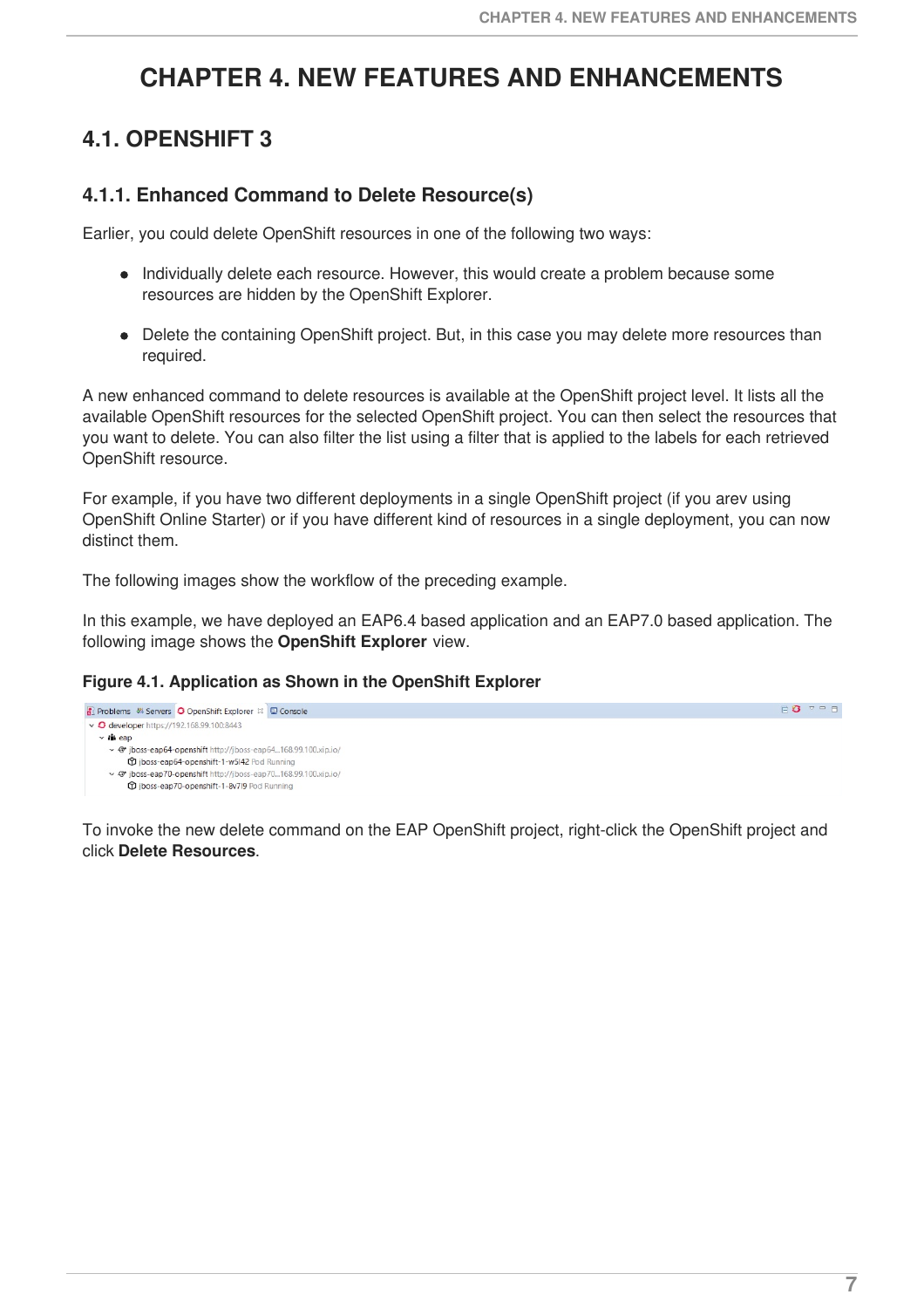# CHAPTER 4. NEW FEATURES AND ENHANCEMENTS

## 4.1. OPENSHIFT 3

### 4.1.1. Enhanced Command to Delete Resource(s)

Earlier, you could delete OpenShift resources in one of the following two ways:

- Individually delete each resource. However, this would create a problem because some resources are hidden by the OpenShift Explorer.
- Delete the containing OpenShift project. But, in this case you may delete more resources than required.

A new enhanced command to delete resources is available at the OpenShift project level. It lists all the available OpenShift resources for the selected OpenShift project. You can then select the resources that you want to delete. You can also filter the list using a filter that is applied to the labels for each retrieved OpenShift resource.

For example, if you have two different deployments in a single OpenShift project (if you arev using OpenShift Online Starter) or if you have different kind of resources in a single deployment, you can now distinct them.

The following images show the workflow of the preceding example.

In this example, we have deployed an EAP6.4 based application and an EAP7.0 based application. The following image shows the **OpenShift Explorer** view.

**Figure 4.1. Application as Shown in the OpenShift Explorer**

To invoke the new delete command on the EAP OpenShift project, right-click the OpenShift project and click **Delete Resources**.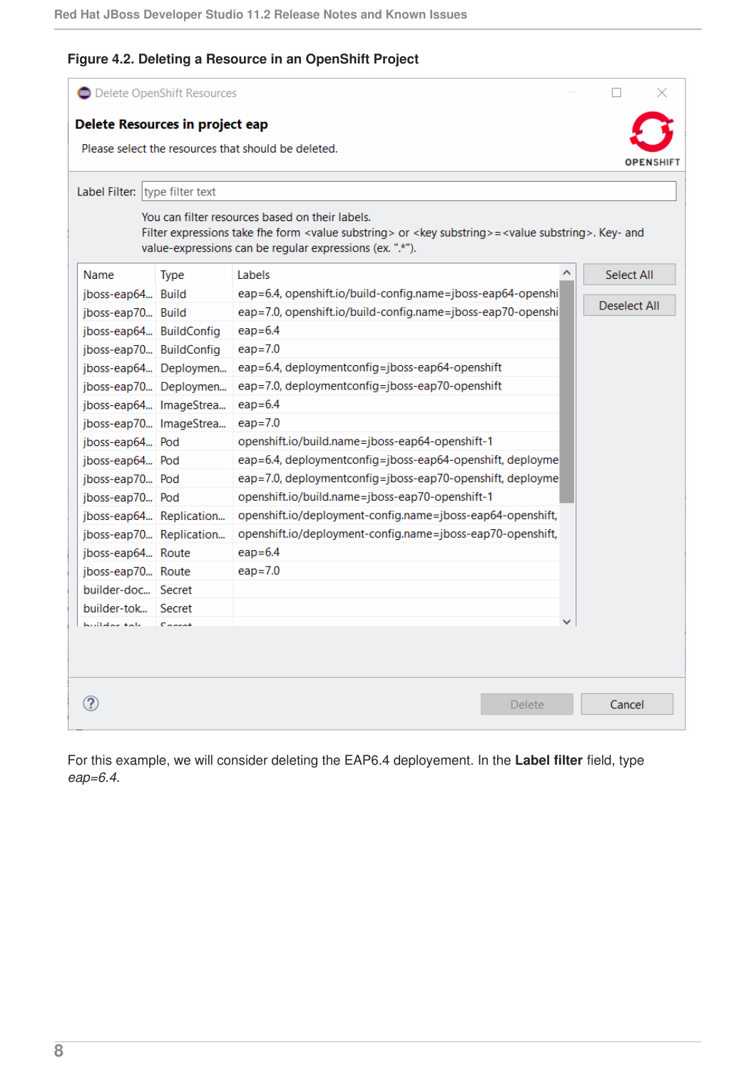**Figure 4.2. Deleting a Resource in an OpenShift Project**

For this example, we will consider deleting the EAP6.4 deployement. In the **Label filter** field, type *eap=6.4*.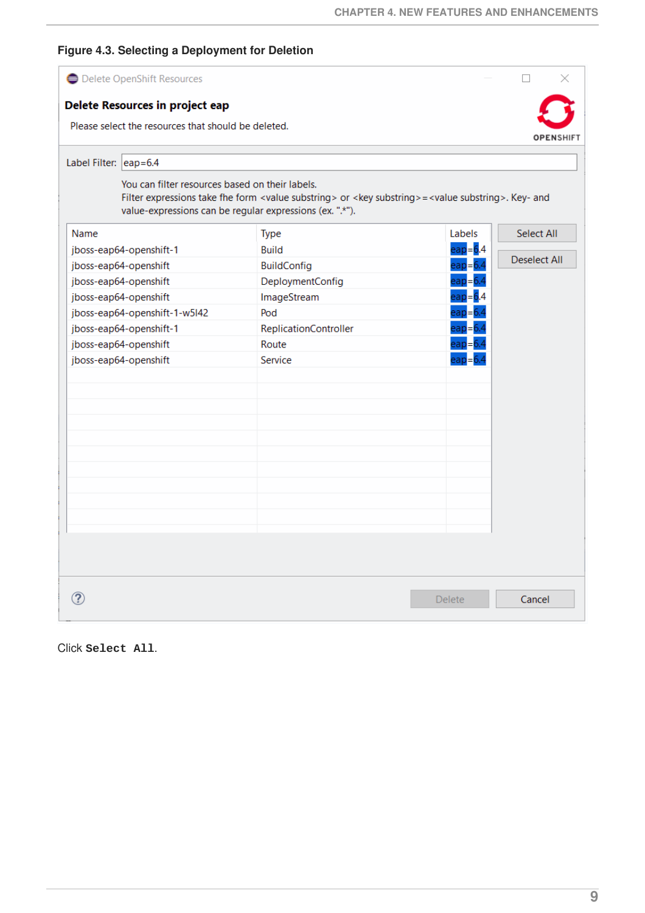**Figure 4.3. Selecting a Deployment for Deletion**

Delete OpenShift Resources

**Delete Resources in project eap**

Please select the resources that should be deleted.

OPENSHIFT

Label Filter: eap=6.4

You can filter resources based on their labels.
Filter expressions take fhe form <value substring> or <key substring>=<value substring>. Key- and value-expressions can be regular expressions (ex. ".*").

| Name | Type | Labels |
| --- | --- | --- |
| jboss-eap64-openshift-1 | Build | eap=6.4 |
| jboss-eap64-openshift | BuildConfig | eap=6.4 |
| jboss-eap64-openshift | DeploymentConfig | eap=6.4 |
| jboss-eap64-openshift | ImageStream | eap=6.4 |
| jboss-eap64-openshift-1-w5l42 | Pod | eap=6.4 |
| jboss-eap64-openshift-1 | ReplicationController | eap=6.4 |
| jboss-eap64-openshift | Route | eap=6.4 |
| jboss-eap64-openshift | Service | eap=6.4 |

Select All

Deselect All

Delete

Cancel

Click **Select All**.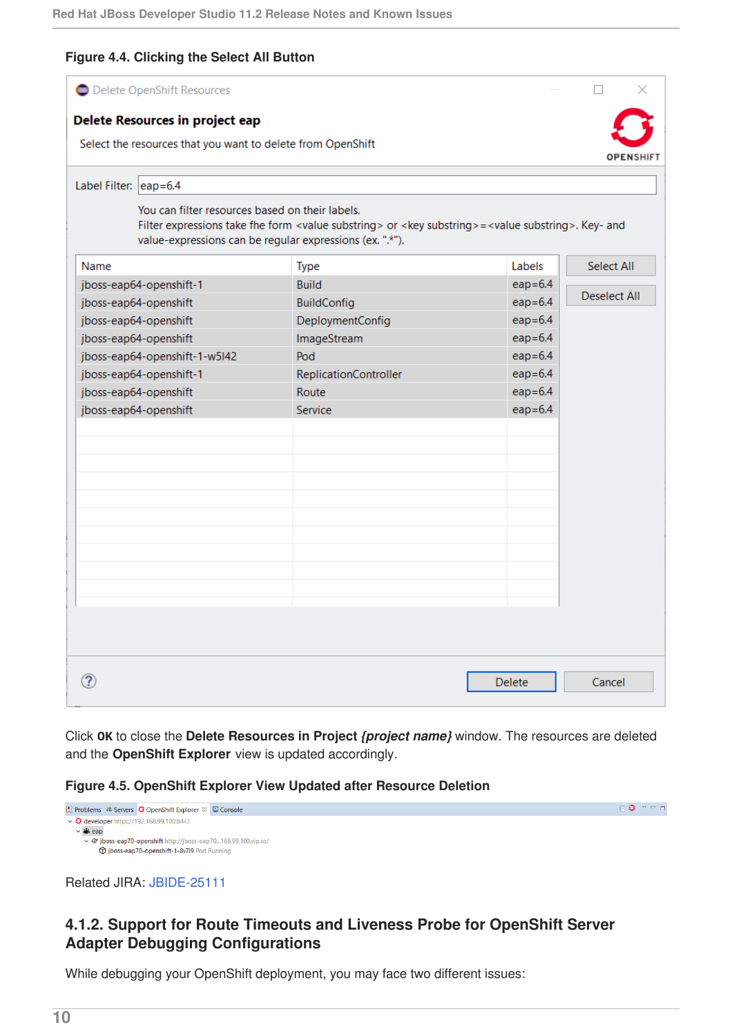**Figure 4.4. Clicking the Select All Button**

Click **OK** to close the **Delete Resources in Project *{project name}*** window. The resources are deleted and the **OpenShift Explorer** view is updated accordingly.

**Figure 4.5. OpenShift Explorer View Updated after Resource Deletion**

Related JIRA: JBIDE-25111

### 4.1.2. Support for Route Timeouts and Liveness Probe for OpenShift Server Adapter Debugging Configurations

While debugging your OpenShift deployment, you may face two different issues: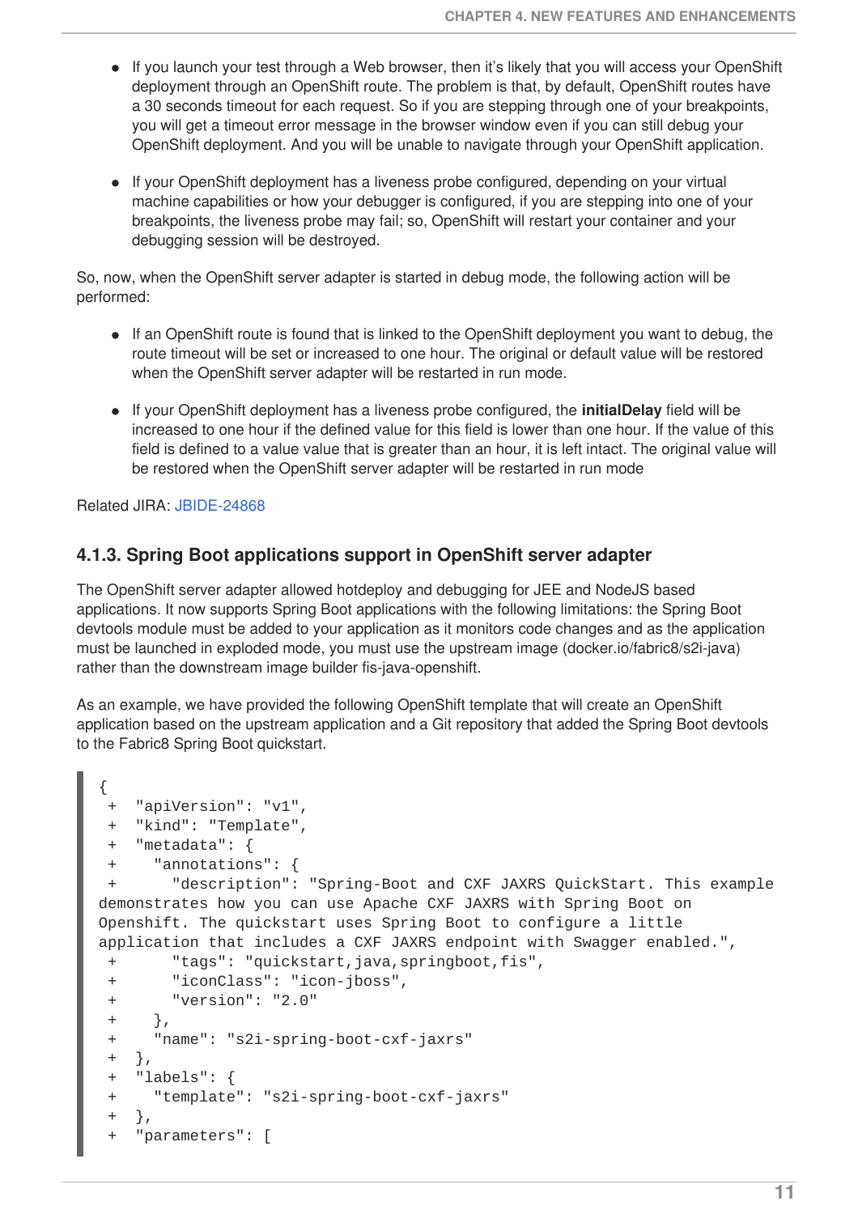- If you launch your test through a Web browser, then it's likely that you will access your OpenShift deployment through an OpenShift route. The problem is that, by default, OpenShift routes have a 30 seconds timeout for each request. So if you are stepping through one of your breakpoints, you will get a timeout error message in the browser window even if you can still debug your OpenShift deployment. And you will be unable to navigate through your OpenShift application.

- If your OpenShift deployment has a liveness probe configured, depending on your virtual machine capabilities or how your debugger is configured, if you are stepping into one of your breakpoints, the liveness probe may fail; so, OpenShift will restart your container and your debugging session will be destroyed.

So, now, when the OpenShift server adapter is started in debug mode, the following action will be performed:

- If an OpenShift route is found that is linked to the OpenShift deployment you want to debug, the route timeout will be set or increased to one hour. The original or default value will be restored when the OpenShift server adapter will be restarted in run mode.

- If your OpenShift deployment has a liveness probe configured, the **initialDelay** field will be increased to one hour if the defined value for this field is lower than one hour. If the value of this field is defined to a value value that is greater than an hour, it is left intact. The original value will be restored when the OpenShift server adapter will be restarted in run mode

Related JIRA: JBIDE-24868

### 4.1.3. Spring Boot applications support in OpenShift server adapter

The OpenShift server adapter allowed hotdeploy and debugging for JEE and NodeJS based applications. It now supports Spring Boot applications with the following limitations: the Spring Boot devtools module must be added to your application as it monitors code changes and as the application must be launched in exploded mode, you must use the upstream image (docker.io/fabric8/s2i-java) rather than the downstream image builder fis-java-openshift.

As an example, we have provided the following OpenShift template that will create an OpenShift application based on the upstream application and a Git repository that added the Spring Boot devtools to the Fabric8 Spring Boot quickstart.

```
{
 +  "apiVersion": "v1",
 +  "kind": "Template",
 +  "metadata": {
 +    "annotations": {
 +      "description": "Spring-Boot and CXF JAXRS QuickStart. This example
demonstrates how you can use Apache CXF JAXRS with Spring Boot on
Openshift. The quickstart uses Spring Boot to configure a little
application that includes a CXF JAXRS endpoint with Swagger enabled.",
 +      "tags": "quickstart,java,springboot,fis",
 +      "iconClass": "icon-jboss",
 +      "version": "2.0"
 +    },
 +    "name": "s2i-spring-boot-cxf-jaxrs"
 +  },
 +  "labels": {
 +    "template": "s2i-spring-boot-cxf-jaxrs"
 +  },
 +  "parameters": [
```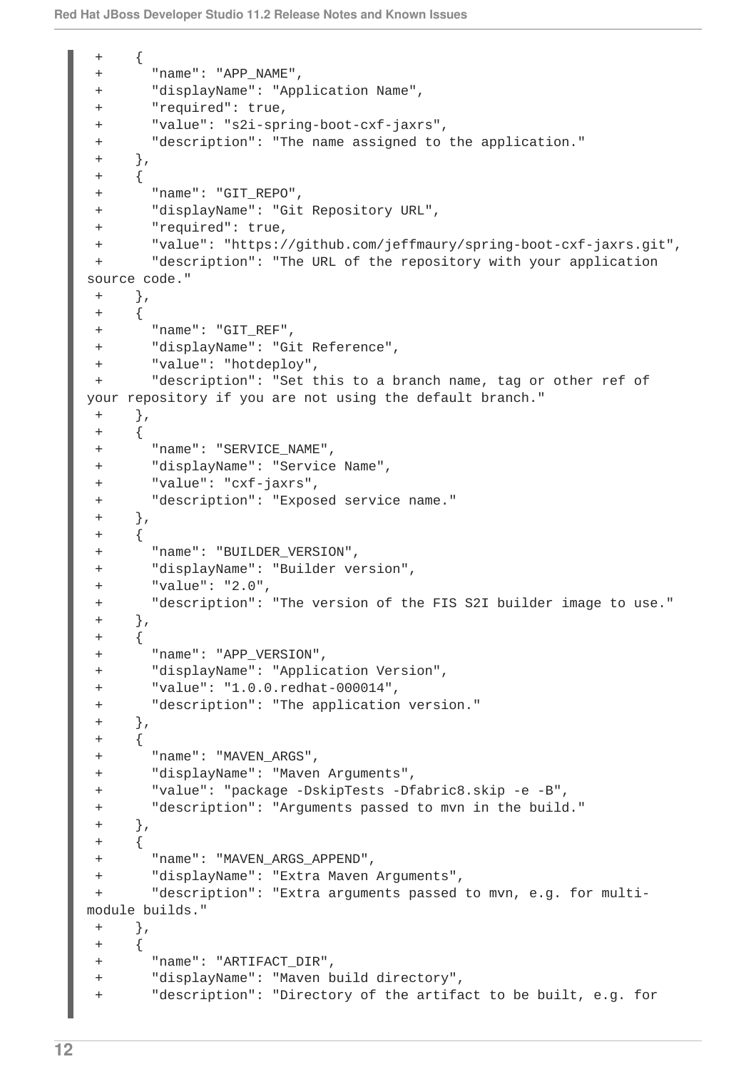```
 +     {
 +       "name": "APP_NAME",
 +       "displayName": "Application Name",
 +       "required": true,
 +       "value": "s2i-spring-boot-cxf-jaxrs",
 +       "description": "The name assigned to the application."
 +     },
 +     {
 +       "name": "GIT_REPO",
 +       "displayName": "Git Repository URL",
 +       "required": true,
 +       "value": "https://github.com/jeffmaury/spring-boot-cxf-jaxrs.git",
 +       "description": "The URL of the repository with your application
source code."
 +     },
 +     {
 +       "name": "GIT_REF",
 +       "displayName": "Git Reference",
 +       "value": "hotdeploy",
 +       "description": "Set this to a branch name, tag or other ref of
your repository if you are not using the default branch."
 +     },
 +     {
 +       "name": "SERVICE_NAME",
 +       "displayName": "Service Name",
 +       "value": "cxf-jaxrs",
 +       "description": "Exposed service name."
 +     },
 +     {
 +       "name": "BUILDER_VERSION",
 +       "displayName": "Builder version",
 +       "value": "2.0",
 +       "description": "The version of the FIS S2I builder image to use."
 +     },
 +     {
 +       "name": "APP_VERSION",
 +       "displayName": "Application Version",
 +       "value": "1.0.0.redhat-000014",
 +       "description": "The application version."
 +     },
 +     {
 +       "name": "MAVEN_ARGS",
 +       "displayName": "Maven Arguments",
 +       "value": "package -DskipTests -Dfabric8.skip -e -B",
 +       "description": "Arguments passed to mvn in the build."
 +     },
 +     {
 +       "name": "MAVEN_ARGS_APPEND",
 +       "displayName": "Extra Maven Arguments",
 +       "description": "Extra arguments passed to mvn, e.g. for multi-
module builds."
 +     },
 +     {
 +       "name": "ARTIFACT_DIR",
 +       "displayName": "Maven build directory",
 +       "description": "Directory of the artifact to be built, e.g. for
```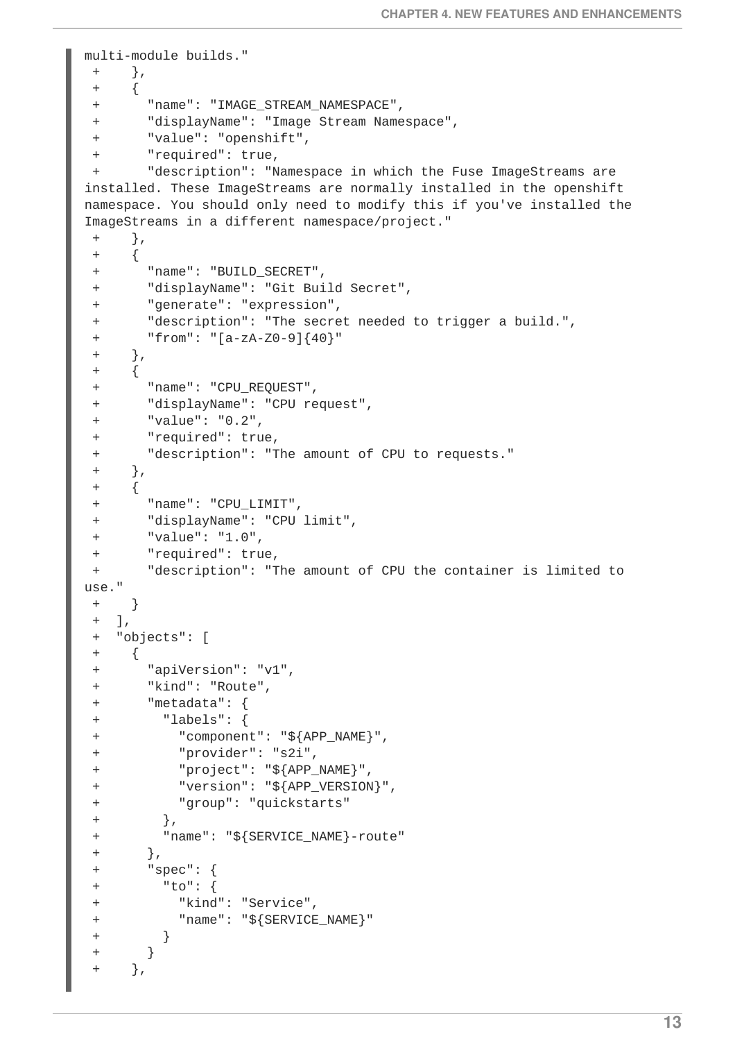```
multi-module builds."
 +    },
 +    {
 +      "name": "IMAGE_STREAM_NAMESPACE",
 +      "displayName": "Image Stream Namespace",
 +      "value": "openshift",
 +      "required": true,
 +      "description": "Namespace in which the Fuse ImageStreams are
installed. These ImageStreams are normally installed in the openshift
namespace. You should only need to modify this if you've installed the
ImageStreams in a different namespace/project."
 +    },
 +    {
 +      "name": "BUILD_SECRET",
 +      "displayName": "Git Build Secret",
 +      "generate": "expression",
 +      "description": "The secret needed to trigger a build.",
 +      "from": "[a-zA-Z0-9]{40}"
 +    },
 +    {
 +      "name": "CPU_REQUEST",
 +      "displayName": "CPU request",
 +      "value": "0.2",
 +      "required": true,
 +      "description": "The amount of CPU to requests."
 +    },
 +    {
 +      "name": "CPU_LIMIT",
 +      "displayName": "CPU limit",
 +      "value": "1.0",
 +      "required": true,
 +      "description": "The amount of CPU the container is limited to
use."
 +    }
 +  ],
 +  "objects": [
 +    {
 +      "apiVersion": "v1",
 +      "kind": "Route",
 +      "metadata": {
 +        "labels": {
 +          "component": "${APP_NAME}",
 +          "provider": "s2i",
 +          "project": "${APP_NAME}",
 +          "version": "${APP_VERSION}",
 +          "group": "quickstarts"
 +        },
 +        "name": "${SERVICE_NAME}-route"
 +      },
 +      "spec": {
 +        "to": {
 +          "kind": "Service",
 +          "name": "${SERVICE_NAME}"
 +        }
 +      }
 +    },
```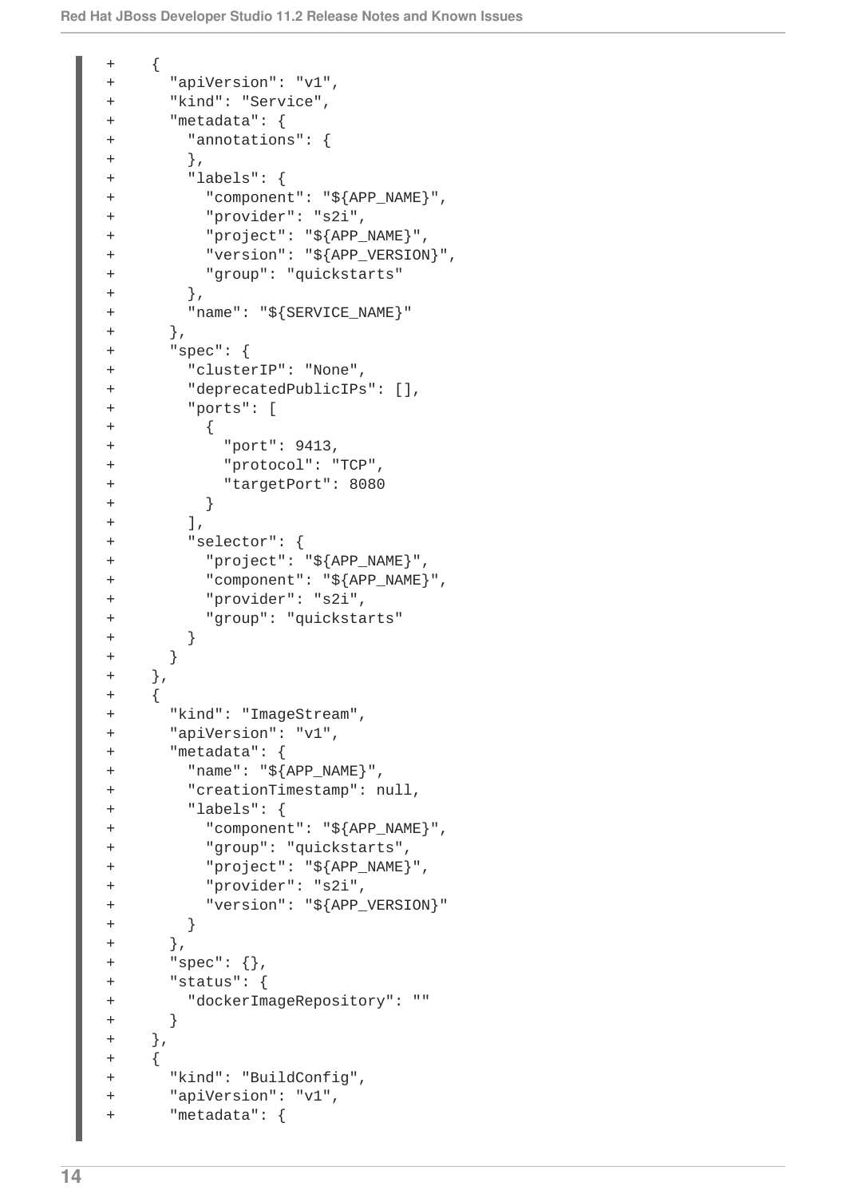```
+     {
+       "apiVersion": "v1",
+       "kind": "Service",
+       "metadata": {
+         "annotations": {
+         },
+         "labels": {
+           "component": "${APP_NAME}",
+           "provider": "s2i",
+           "project": "${APP_NAME}",
+           "version": "${APP_VERSION}",
+           "group": "quickstarts"
+         },
+         "name": "${SERVICE_NAME}"
+       },
+       "spec": {
+         "clusterIP": "None",
+         "deprecatedPublicIPs": [],
+         "ports": [
+           {
+             "port": 9413,
+             "protocol": "TCP",
+             "targetPort": 8080
+           }
+         ],
+         "selector": {
+           "project": "${APP_NAME}",
+           "component": "${APP_NAME}",
+           "provider": "s2i",
+           "group": "quickstarts"
+         }
+       }
+     },
+     {
+       "kind": "ImageStream",
+       "apiVersion": "v1",
+       "metadata": {
+         "name": "${APP_NAME}",
+         "creationTimestamp": null,
+         "labels": {
+           "component": "${APP_NAME}",
+           "group": "quickstarts",
+           "project": "${APP_NAME}",
+           "provider": "s2i",
+           "version": "${APP_VERSION}"
+         }
+       },
+       "spec": {},
+       "status": {
+         "dockerImageRepository": ""
+       }
+     },
+     {
+       "kind": "BuildConfig",
+       "apiVersion": "v1",
+       "metadata": {
```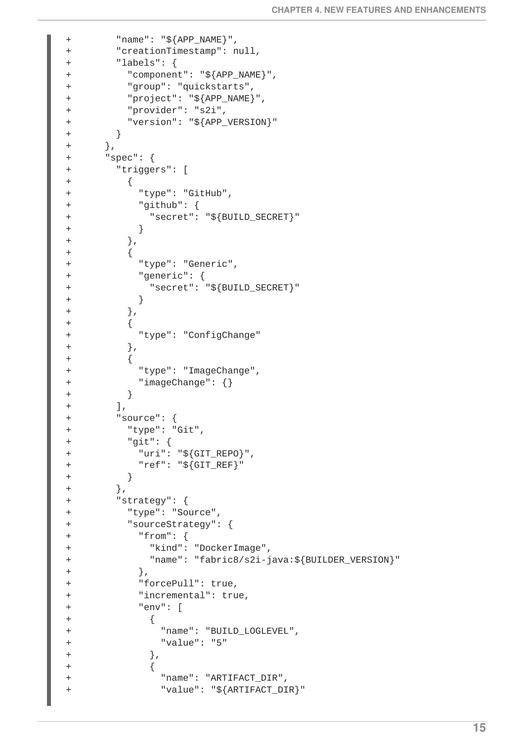```
+          "name": "${APP_NAME}",
+          "creationTimestamp": null,
+          "labels": {
+            "component": "${APP_NAME}",
+            "group": "quickstarts",
+            "project": "${APP_NAME}",
+            "provider": "s2i",
+            "version": "${APP_VERSION}"
+          }
+        },
+        "spec": {
+          "triggers": [
+            {
+              "type": "GitHub",
+              "github": {
+                "secret": "${BUILD_SECRET}"
+              }
+            },
+            {
+              "type": "Generic",
+              "generic": {
+                "secret": "${BUILD_SECRET}"
+              }
+            },
+            {
+              "type": "ConfigChange"
+            },
+            {
+              "type": "ImageChange",
+              "imageChange": {}
+            }
+          ],
+          "source": {
+            "type": "Git",
+            "git": {
+              "uri": "${GIT_REPO}",
+              "ref": "${GIT_REF}"
+            }
+          },
+          "strategy": {
+            "type": "Source",
+            "sourceStrategy": {
+              "from": {
+                "kind": "DockerImage",
+                "name": "fabric8/s2i-java:${BUILDER_VERSION}"
+              },
+              "forcePull": true,
+              "incremental": true,
+              "env": [
+                {
+                  "name": "BUILD_LOGLEVEL",
+                  "value": "5"
+                },
+                {
+                  "name": "ARTIFACT_DIR",
+                  "value": "${ARTIFACT_DIR}"
```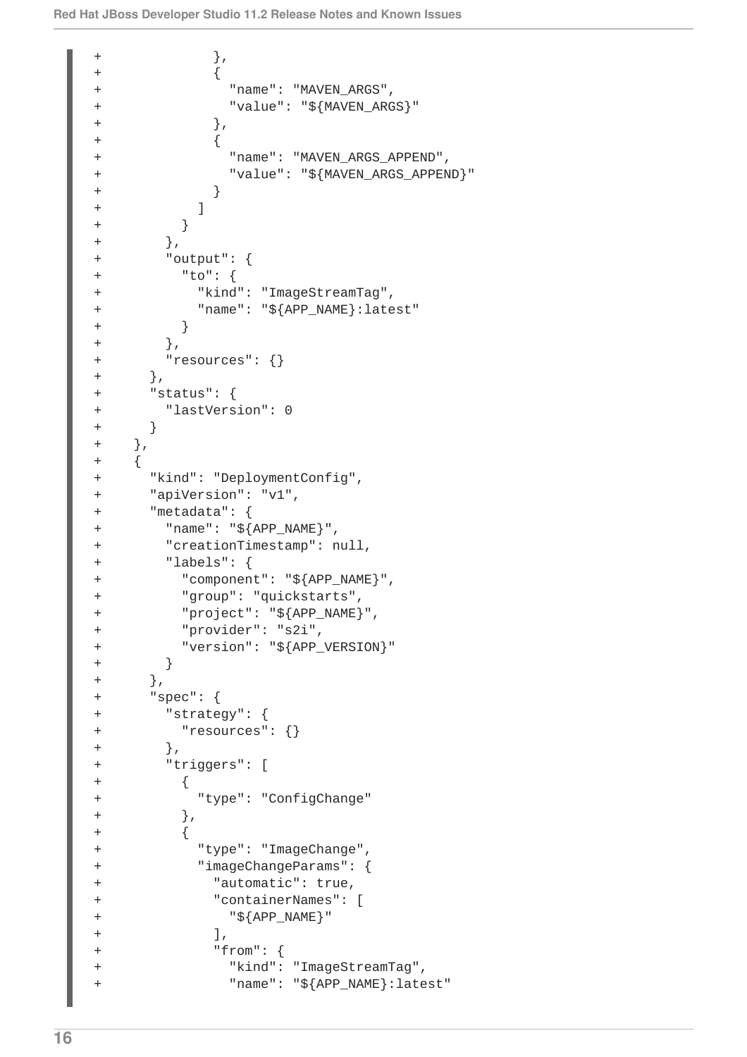```
+             },
+             {
+               "name": "MAVEN_ARGS",
+               "value": "${MAVEN_ARGS}"
+             },
+             {
+               "name": "MAVEN_ARGS_APPEND",
+               "value": "${MAVEN_ARGS_APPEND}"
+             }
+           ]
+         }
+       },
+       "output": {
+         "to": {
+           "kind": "ImageStreamTag",
+           "name": "${APP_NAME}:latest"
+         }
+       },
+       "resources": {}
+     },
+     "status": {
+       "lastVersion": 0
+     }
+   },
+   {
+     "kind": "DeploymentConfig",
+     "apiVersion": "v1",
+     "metadata": {
+       "name": "${APP_NAME}",
+       "creationTimestamp": null,
+       "labels": {
+         "component": "${APP_NAME}",
+         "group": "quickstarts",
+         "project": "${APP_NAME}",
+         "provider": "s2i",
+         "version": "${APP_VERSION}"
+       }
+     },
+     "spec": {
+       "strategy": {
+         "resources": {}
+       },
+       "triggers": [
+         {
+           "type": "ConfigChange"
+         },
+         {
+           "type": "ImageChange",
+           "imageChangeParams": {
+             "automatic": true,
+             "containerNames": [
+               "${APP_NAME}"
+             ],
+             "from": {
+               "kind": "ImageStreamTag",
+               "name": "${APP_NAME}:latest"
```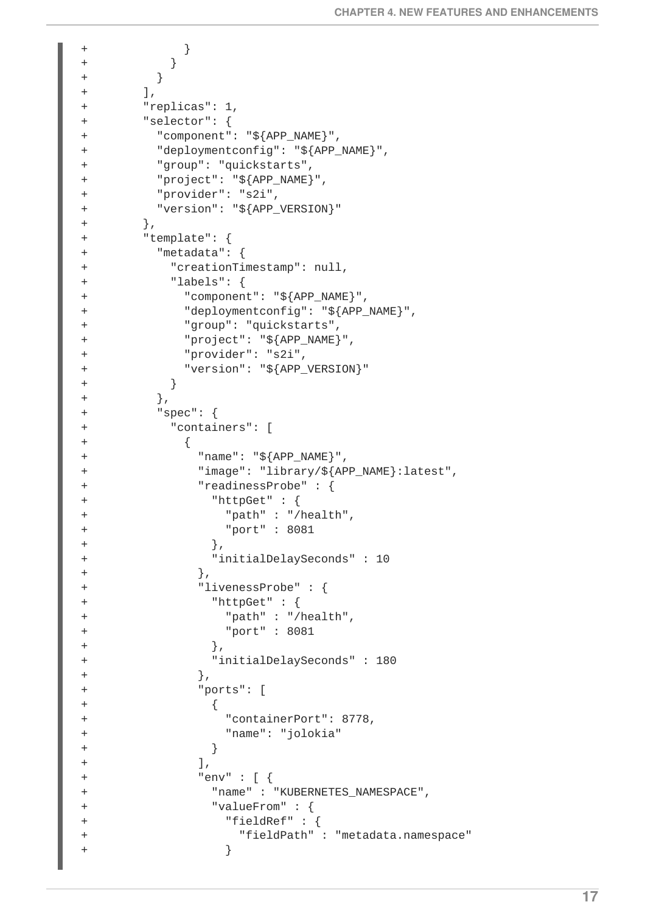```
+             }
+           }
+         }
+       ],
+       "replicas": 1,
+       "selector": {
+         "component": "${APP_NAME}",
+         "deploymentconfig": "${APP_NAME}",
+         "group": "quickstarts",
+         "project": "${APP_NAME}",
+         "provider": "s2i",
+         "version": "${APP_VERSION}"
+       },
+       "template": {
+         "metadata": {
+           "creationTimestamp": null,
+           "labels": {
+             "component": "${APP_NAME}",
+             "deploymentconfig": "${APP_NAME}",
+             "group": "quickstarts",
+             "project": "${APP_NAME}",
+             "provider": "s2i",
+             "version": "${APP_VERSION}"
+           }
+         },
+         "spec": {
+           "containers": [
+             {
+               "name": "${APP_NAME}",
+               "image": "library/${APP_NAME}:latest",
+               "readinessProbe" : {
+                 "httpGet" : {
+                   "path" : "/health",
+                   "port" : 8081
+                 },
+                 "initialDelaySeconds" : 10
+               },
+               "livenessProbe" : {
+                 "httpGet" : {
+                   "path" : "/health",
+                   "port" : 8081
+                 },
+                 "initialDelaySeconds" : 180
+               },
+               "ports": [
+                 {
+                   "containerPort": 8778,
+                   "name": "jolokia"
+                 }
+               ],
+               "env" : [ {
+                 "name" : "KUBERNETES_NAMESPACE",
+                 "valueFrom" : {
+                   "fieldRef" : {
+                     "fieldPath" : "metadata.namespace"
+                   }
```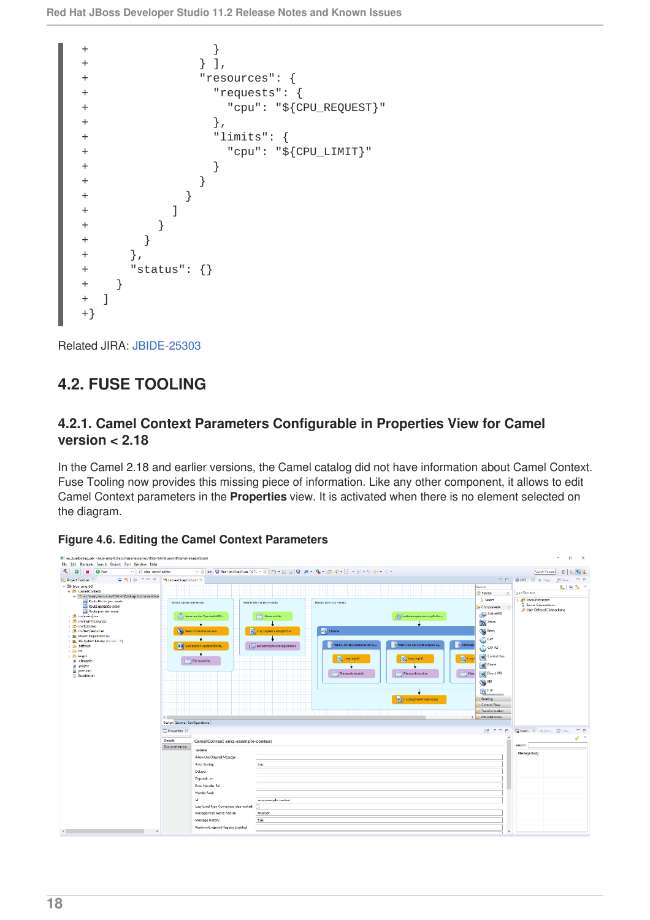```
+                    }
+                  } ],
+                  "resources": {
+                    "requests": {
+                      "cpu": "${CPU_REQUEST}"
+                    },
+                    "limits": {
+                      "cpu": "${CPU_LIMIT}"
+                    }
+                  }
+                }
+              ]
+            }
+          }
+        },
+        "status": {}
+      }
+  ]
+}
```

Related JIRA: JBIDE-25303

## 4.2. FUSE TOOLING

### 4.2.1. Camel Context Parameters Configurable in Properties View for Camel version < 2.18

In the Camel 2.18 and earlier versions, the Camel catalog did not have information about Camel Context. Fuse Tooling now provides this missing piece of information. Like any other component, it allows to edit Camel Context parameters in the **Properties** view. It is activated when there is no element selected on the diagram.

**Figure 4.6. Editing the Camel Context Parameters**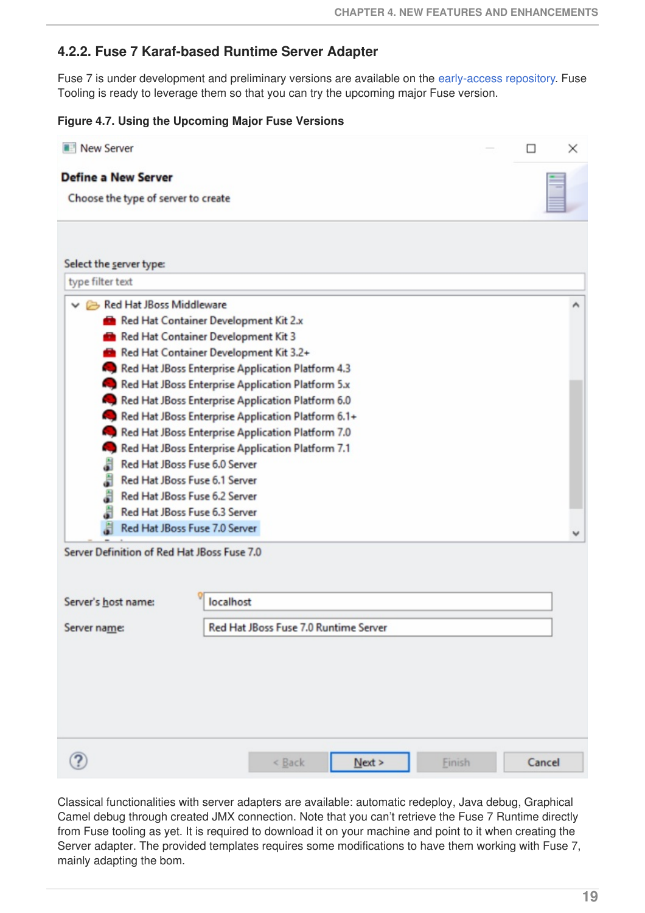### 4.2.2. Fuse 7 Karaf-based Runtime Server Adapter

Fuse 7 is under development and preliminary versions are available on the early-access repository. Fuse Tooling is ready to leverage them so that you can try the upcoming major Fuse version.

**Figure 4.7. Using the Upcoming Major Fuse Versions**

Classical functionalities with server adapters are available: automatic redeploy, Java debug, Graphical Camel debug through created JMX connection. Note that you can't retrieve the Fuse 7 Runtime directly from Fuse tooling as yet. It is required to download it on your machine and point to it when creating the Server adapter. The provided templates requires some modifications to have them working with Fuse 7, mainly adapting the bom.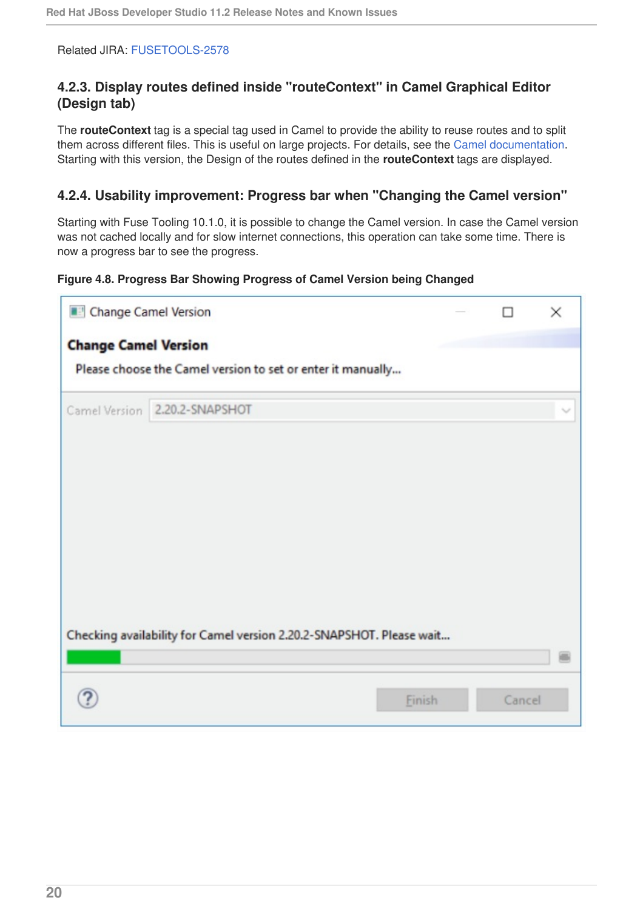Related JIRA: FUSETOOLS-2578

### 4.2.3. Display routes defined inside "routeContext" in Camel Graphical Editor (Design tab)

The **routeContext** tag is a special tag used in Camel to provide the ability to reuse routes and to split them across different files. This is useful on large projects. For details, see the Camel documentation. Starting with this version, the Design of the routes defined in the **routeContext** tags are displayed.

### 4.2.4. Usability improvement: Progress bar when "Changing the Camel version"

Starting with Fuse Tooling 10.1.0, it is possible to change the Camel version. In case the Camel version was not cached locally and for slow internet connections, this operation can take some time. There is now a progress bar to see the progress.

**Figure 4.8. Progress Bar Showing Progress of Camel Version being Changed**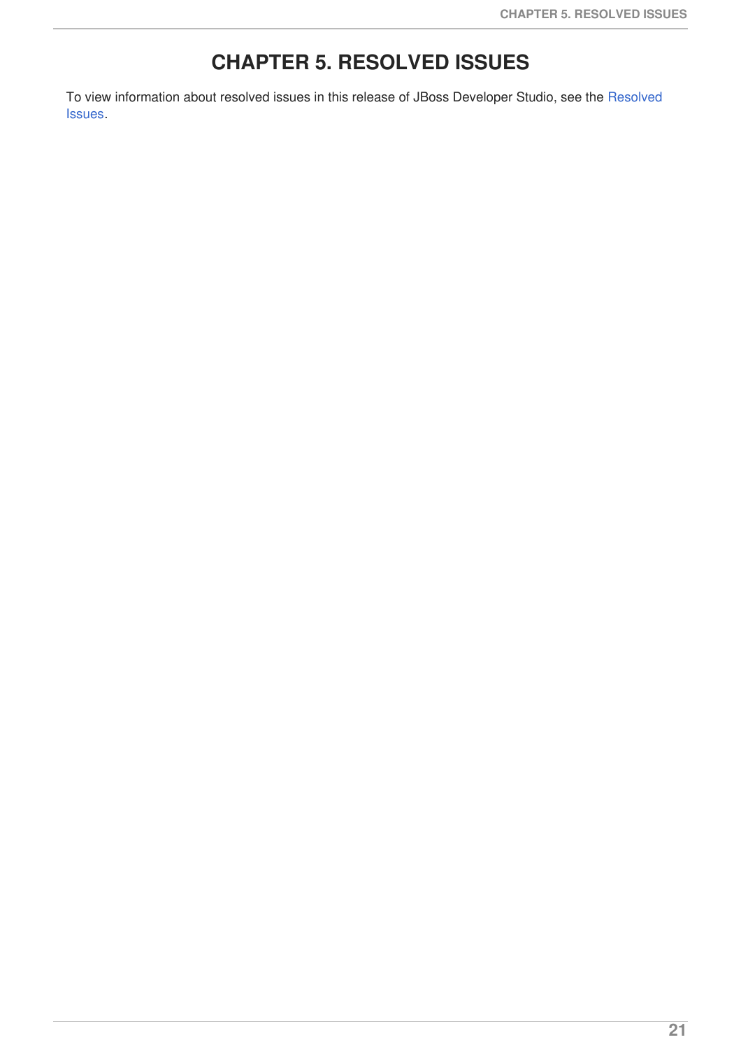# CHAPTER 5. RESOLVED ISSUES

To view information about resolved issues in this release of JBoss Developer Studio, see the Resolved Issues.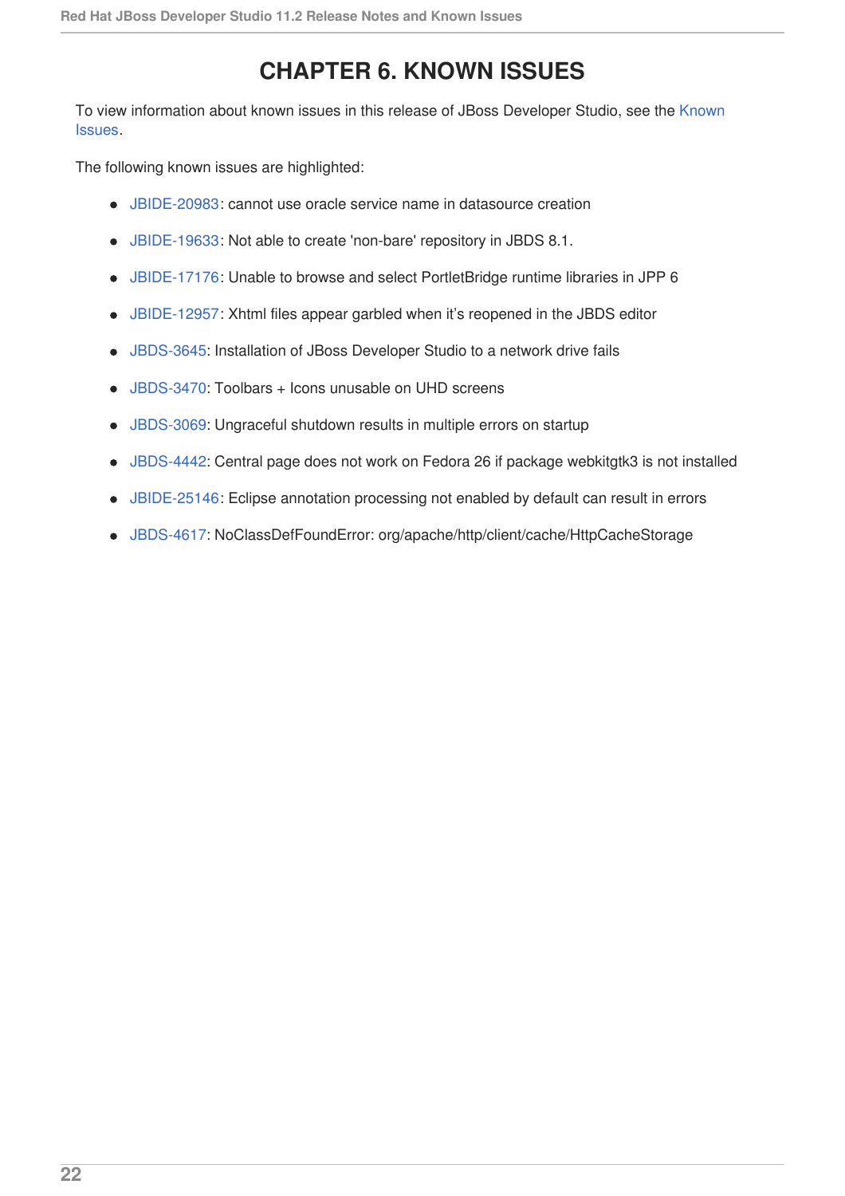# CHAPTER 6. KNOWN ISSUES

To view information about known issues in this release of JBoss Developer Studio, see the Known Issues.

The following known issues are highlighted:

- JBIDE-20983: cannot use oracle service name in datasource creation
- JBIDE-19633: Not able to create 'non-bare' repository in JBDS 8.1.
- JBIDE-17176: Unable to browse and select PortletBridge runtime libraries in JPP 6
- JBIDE-12957: Xhtml files appear garbled when it’s reopened in the JBDS editor
- JBDS-3645: Installation of JBoss Developer Studio to a network drive fails
- JBDS-3470: Toolbars + Icons unusable on UHD screens
- JBDS-3069: Ungraceful shutdown results in multiple errors on startup
- JBDS-4442: Central page does not work on Fedora 26 if package webkitgtk3 is not installed
- JBIDE-25146: Eclipse annotation processing not enabled by default can result in errors
- JBDS-4617: NoClassDefFoundError: org/apache/http/client/cache/HttpCacheStorage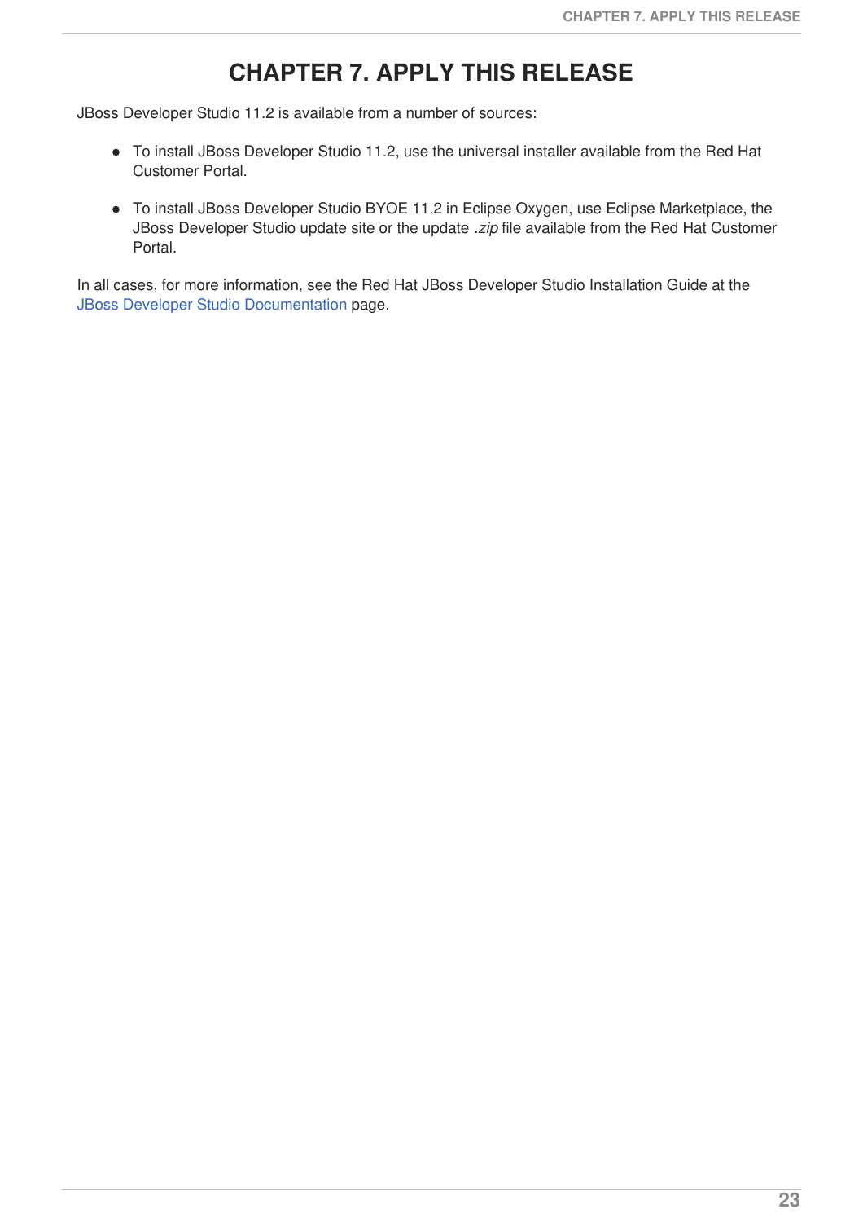# CHAPTER 7. APPLY THIS RELEASE

JBoss Developer Studio 11.2 is available from a number of sources:

- To install JBoss Developer Studio 11.2, use the universal installer available from the Red Hat Customer Portal.
- To install JBoss Developer Studio BYOE 11.2 in Eclipse Oxygen, use Eclipse Marketplace, the JBoss Developer Studio update site or the update *.zip* file available from the Red Hat Customer Portal.

In all cases, for more information, see the Red Hat JBoss Developer Studio Installation Guide at the JBoss Developer Studio Documentation page.